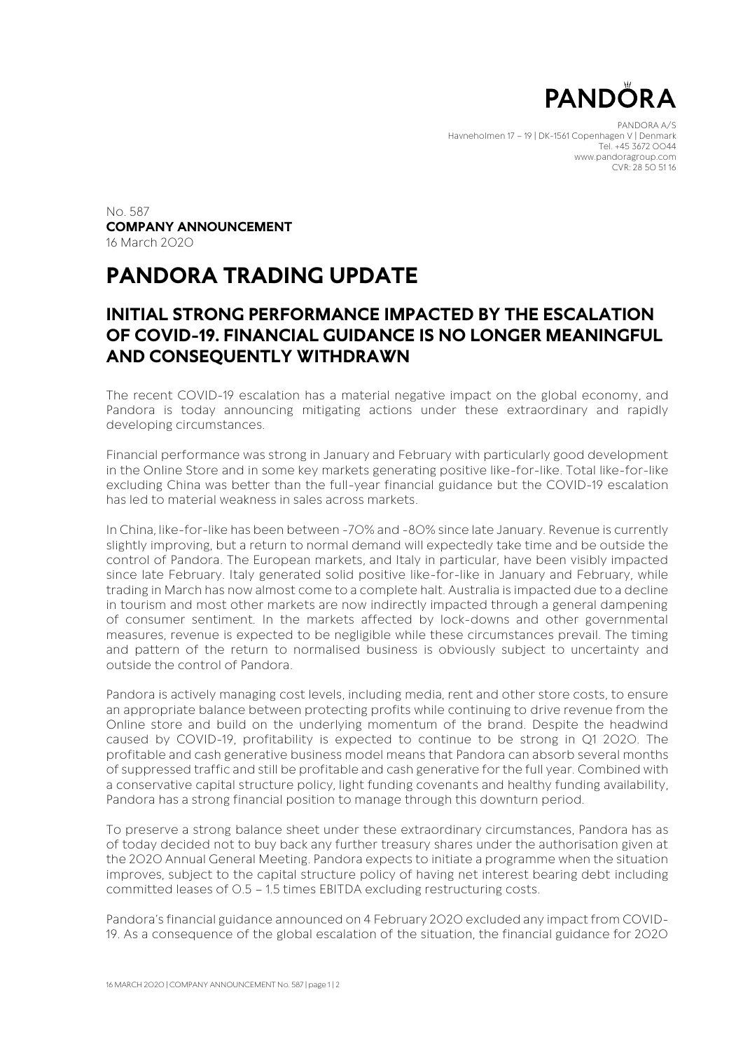PANDORA

PANDORA A/S
Havneholmen 17 – 19 | DK-1561 Copenhagen V | Denmark
Tel. +45 3672 0044
www.pandoragroup.com
CVR: 28 50 51 16

No. 587
**COMPANY ANNOUNCEMENT**
16 March 2020

# PANDORA TRADING UPDATE

## INITIAL STRONG PERFORMANCE IMPACTED BY THE ESCALATION OF COVID-19. FINANCIAL GUIDANCE IS NO LONGER MEANINGFUL AND CONSEQUENTLY WITHDRAWN

The recent COVID-19 escalation has a material negative impact on the global economy, and Pandora is today announcing mitigating actions under these extraordinary and rapidly developing circumstances.

Financial performance was strong in January and February with particularly good development in the Online Store and in some key markets generating positive like-for-like. Total like-for-like excluding China was better than the full-year financial guidance but the COVID-19 escalation has led to material weakness in sales across markets.

In China, like-for-like has been between -70% and -80% since late January. Revenue is currently slightly improving, but a return to normal demand will expectedly take time and be outside the control of Pandora. The European markets, and Italy in particular, have been visibly impacted since late February. Italy generated solid positive like-for-like in January and February, while trading in March has now almost come to a complete halt. Australia is impacted due to a decline in tourism and most other markets are now indirectly impacted through a general dampening of consumer sentiment. In the markets affected by lock-downs and other governmental measures, revenue is expected to be negligible while these circumstances prevail. The timing and pattern of the return to normalised business is obviously subject to uncertainty and outside the control of Pandora.

Pandora is actively managing cost levels, including media, rent and other store costs, to ensure an appropriate balance between protecting profits while continuing to drive revenue from the Online store and build on the underlying momentum of the brand. Despite the headwind caused by COVID-19, profitability is expected to continue to be strong in Q1 2020. The profitable and cash generative business model means that Pandora can absorb several months of suppressed traffic and still be profitable and cash generative for the full year. Combined with a conservative capital structure policy, light funding covenants and healthy funding availability, Pandora has a strong financial position to manage through this downturn period.

To preserve a strong balance sheet under these extraordinary circumstances, Pandora has as of today decided not to buy back any further treasury shares under the authorisation given at the 2020 Annual General Meeting. Pandora expects to initiate a programme when the situation improves, subject to the capital structure policy of having net interest bearing debt including committed leases of 0.5 – 1.5 times EBITDA excluding restructuring costs.

Pandora's financial guidance announced on 4 February 2020 excluded any impact from COVID-19. As a consequence of the global escalation of the situation, the financial guidance for 2020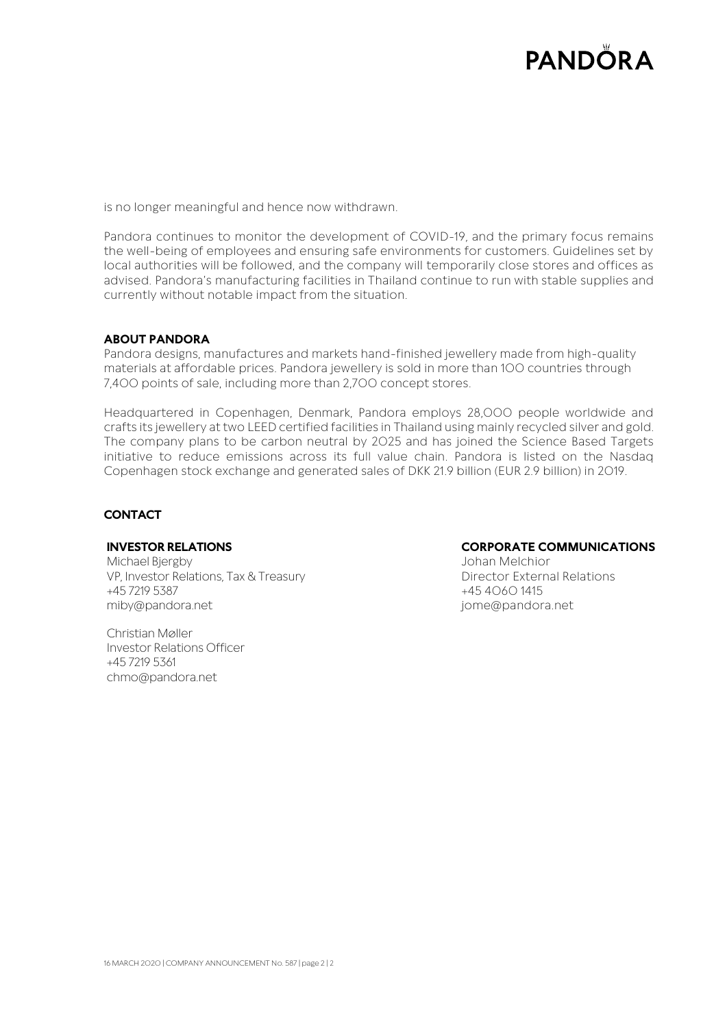is no longer meaningful and hence now withdrawn.

Pandora continues to monitor the development of COVID-19, and the primary focus remains the well-being of employees and ensuring safe environments for customers. Guidelines set by local authorities will be followed, and the company will temporarily close stores and offices as advised. Pandora's manufacturing facilities in Thailand continue to run with stable supplies and currently without notable impact from the situation.

## ABOUT PANDORA

Pandora designs, manufactures and markets hand-finished jewellery made from high-quality materials at affordable prices. Pandora jewellery is sold in more than 100 countries through 7,400 points of sale, including more than 2,700 concept stores.

Headquartered in Copenhagen, Denmark, Pandora employs 28,000 people worldwide and crafts its jewellery at two LEED certified facilities in Thailand using mainly recycled silver and gold. The company plans to be carbon neutral by 2025 and has joined the Science Based Targets initiative to reduce emissions across its full value chain. Pandora is listed on the Nasdaq Copenhagen stock exchange and generated sales of DKK 21.9 billion (EUR 2.9 billion) in 2019.

## CONTACT

### INVESTOR RELATIONS

Michael Bjergby
VP, Investor Relations, Tax & Treasury
+45 7219 5387
miby@pandora.net

Christian Møller
Investor Relations Officer
+45 7219 5361
chmo@pandora.net

### CORPORATE COMMUNICATIONS

Johan Melchior
Director External Relations
+45 4060 1415
jome@pandora.net